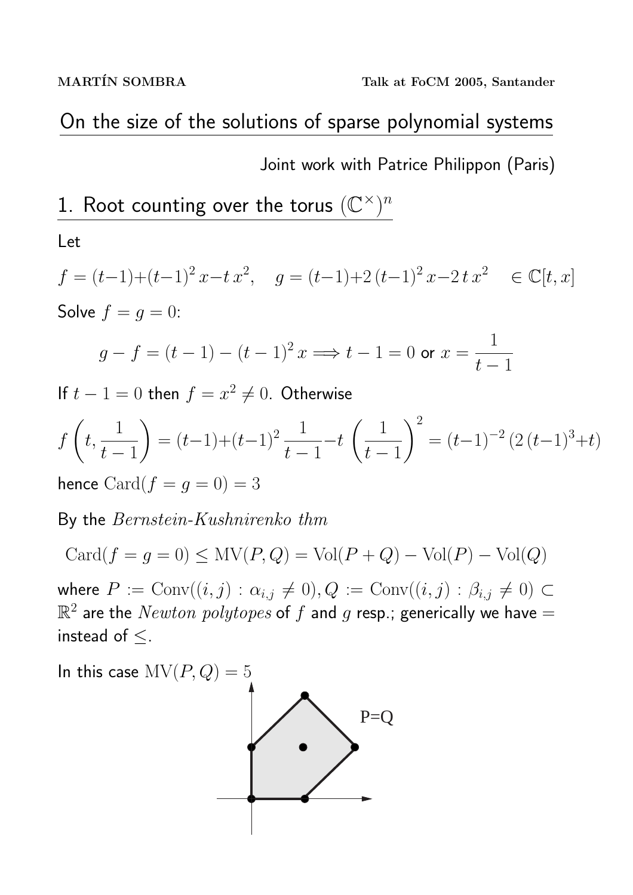MARTÍN SOMBRA

Talk at FoCM 2005, Santander

# On the size of the solutions of sparse polynomial systems

Joint work with Patrice Philippon (Paris)

## 1. Root counting over the torus $(\mathbb{C}^\times)^n$

Let

$$f = (t-1)+(t-1)^2\, x - t\, x^2, \quad g = (t-1)+2\,(t-1)^2\, x - 2\, t\, x^2 \quad \in \mathbb{C}[t,x]$$

Solve $f = g = 0$:

$$g - f = (t-1) - (t-1)^2\, x \Longrightarrow t-1 = 0 \text{ or } x = \frac{1}{t-1}$$

If $t-1=0$ then $f = x^2 \neq 0$. Otherwise

$$f\left(t, \frac{1}{t-1}\right) = (t-1)+(t-1)^2\frac{1}{t-1} - t\left(\frac{1}{t-1}\right)^2 = (t-1)^{-2}\,(2\,(t-1)^3+t)$$

hence $\mathrm{Card}(f=g=0) = 3$

By the *Bernstein-Kushnirenko thm*

$$\mathrm{Card}(f=g=0) \leq \mathrm{MV}(P,Q) = \mathrm{Vol}(P+Q) - \mathrm{Vol}(P) - \mathrm{Vol}(Q)$$

where $P := \mathrm{Conv}((i,j) : \alpha_{i,j} \neq 0), Q := \mathrm{Conv}((i,j) : \beta_{i,j} \neq 0) \subset \mathbb{R}^2$ are the *Newton polytopes* of $f$ and $g$ resp.; generically we have $=$ instead of $\leq$.

In this case $\mathrm{MV}(P,Q) = 5$

P=Q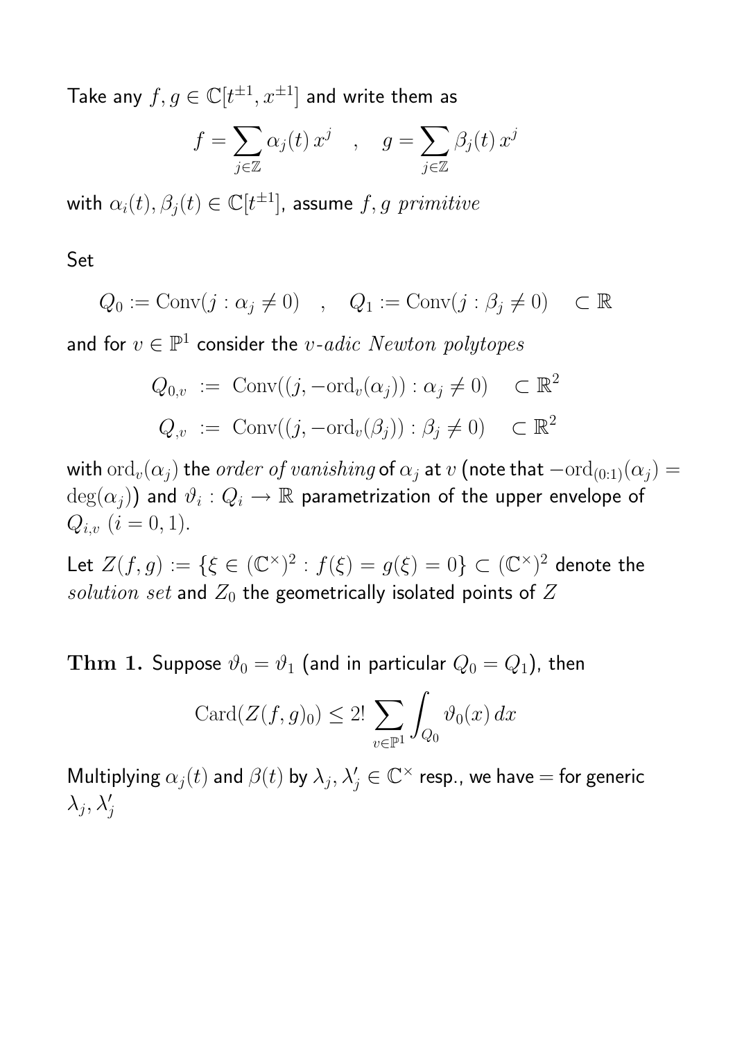Take any $f, g \in \mathbb{C}[t^{\pm 1}, x^{\pm 1}]$ and write them as

$$f = \sum_{j \in \mathbb{Z}} \alpha_j(t)\, x^j \quad , \quad g = \sum_{j \in \mathbb{Z}} \beta_j(t)\, x^j$$

with $\alpha_i(t), \beta_j(t) \in \mathbb{C}[t^{\pm 1}]$, assume $f, g$ *primitive*

Set

$$Q_0 := \operatorname{Conv}(j : \alpha_j \neq 0) \quad , \quad Q_1 := \operatorname{Conv}(j : \beta_j \neq 0) \quad \subset \mathbb{R}$$

and for $v \in \mathbb{P}^1$ consider the *$v$-adic Newton polytopes*

$$\begin{aligned} Q_{0,v} &:= \operatorname{Conv}((j, -\operatorname{ord}_v(\alpha_j)) : \alpha_j \neq 0) \quad \subset \mathbb{R}^2 \\ Q_{,v} &:= \operatorname{Conv}((j, -\operatorname{ord}_v(\beta_j)) : \beta_j \neq 0) \quad \subset \mathbb{R}^2 \end{aligned}$$

with $\operatorname{ord}_v(\alpha_j)$ the *order of vanishing* of $\alpha_j$ at $v$ (note that $-\operatorname{ord}_{(0:1)}(\alpha_j) = \deg(\alpha_j)$) and $\vartheta_i : Q_i \to \mathbb{R}$ parametrization of the upper envelope of $Q_{i,v}$ $(i = 0, 1)$.

Let $Z(f, g) := \{\xi \in (\mathbb{C}^\times)^2 : f(\xi) = g(\xi) = 0\} \subset (\mathbb{C}^\times)^2$ denote the *solution set* and $Z_0$ the geometrically isolated points of $Z$

**Thm 1.** Suppose $\vartheta_0 = \vartheta_1$ (and in particular $Q_0 = Q_1$), then

$$\operatorname{Card}(Z(f, g)_0) \leq 2! \sum_{v \in \mathbb{P}^1} \int_{Q_0} \vartheta_0(x)\, dx$$

Multiplying $\alpha_j(t)$ and $\beta(t)$ by $\lambda_j, \lambda'_j \in \mathbb{C}^\times$ resp., we have $=$ for generic $\lambda_j, \lambda'_j$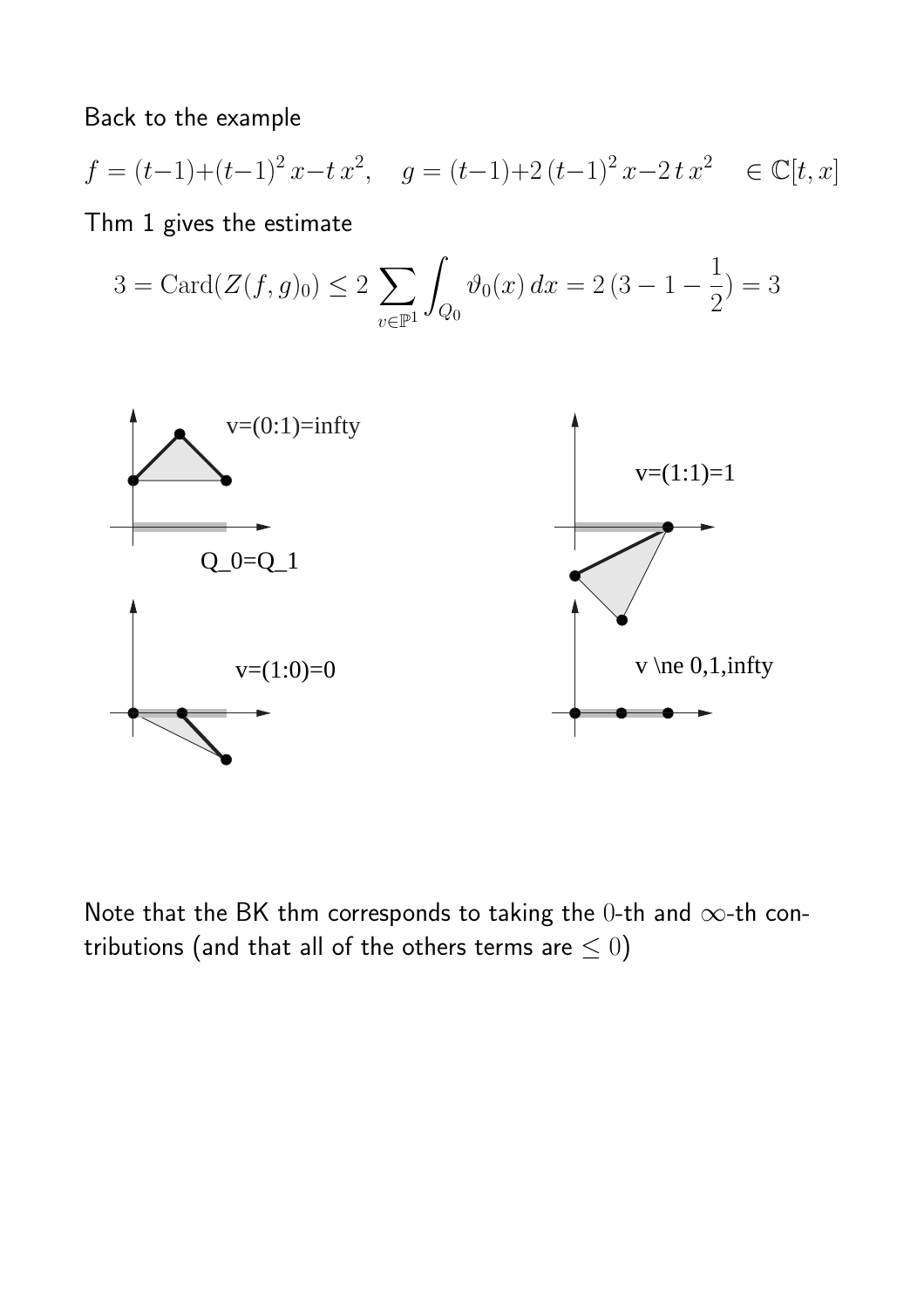Back to the example

$$f = (t-1)+(t-1)^2\,x - t\,x^2, \quad g = (t-1)+2\,(t-1)^2\,x - 2\,t\,x^2 \quad \in \mathbb{C}[t,x]$$

Thm 1 gives the estimate

$$3 = \mathrm{Card}(Z(f,g)_0) \leq 2 \sum_{v \in \mathbb{P}^1} \int_{Q_0} \vartheta_0(x)\,dx = 2\,(3 - 1 - \frac{1}{2}) = 3$$

v=(0:1)=infty

Q_0=Q_1

v=(1:1)=1

v=(1:0)=0

v \ne 0,1,infty

Note that the BK thm corresponds to taking the $0$-th and $\infty$-th contributions (and that all of the others terms are $\leq 0$)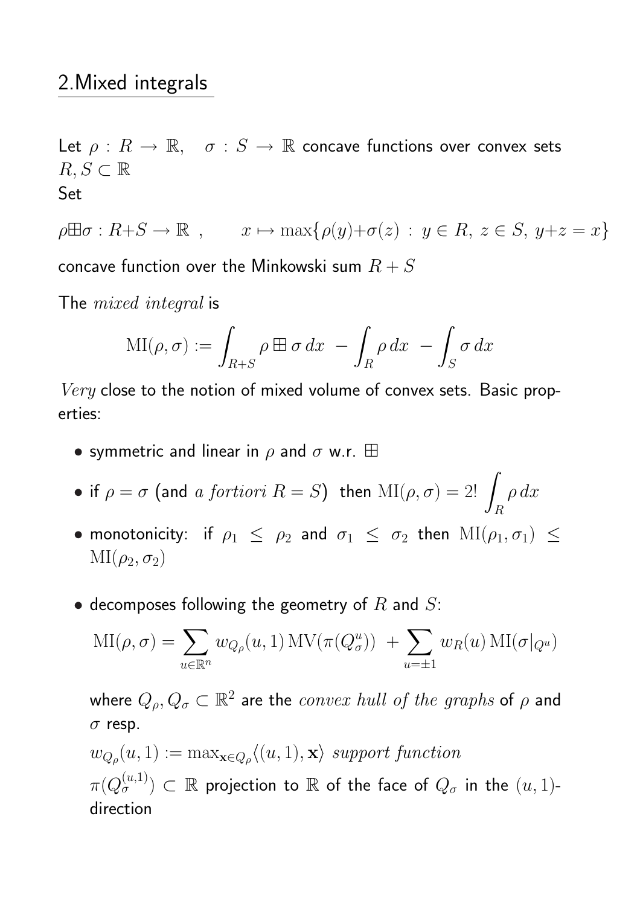## 2.Mixed integrals

Let $\rho : R \to \mathbb{R}, \quad \sigma : S \to \mathbb{R}$ concave functions over convex sets $R, S \subset \mathbb{R}$

Set

$$\rho \boxplus \sigma : R+S \to \mathbb{R} \ , \qquad x \mapsto \max\{\rho(y)+\sigma(z) \,:\, y \in R,\, z \in S,\, y+z = x\}$$

concave function over the Minkowski sum $R + S$

The *mixed integral* is

$$\mathrm{MI}(\rho, \sigma) := \int_{R+S} \rho \boxplus \sigma \, dx \; - \int_R \rho \, dx \; - \int_S \sigma \, dx$$

*Very* close to the notion of mixed volume of convex sets. Basic properties:

- symmetric and linear in $\rho$ and $\sigma$ w.r. $\boxplus$
- if $\rho = \sigma$ (and *a fortiori* $R = S$) then $\mathrm{MI}(\rho, \sigma) = 2! \displaystyle\int_R \rho \, dx$
- monotonicity: if $\rho_1 \leq \rho_2$ and $\sigma_1 \leq \sigma_2$ then $\mathrm{MI}(\rho_1, \sigma_1) \leq \mathrm{MI}(\rho_2, \sigma_2)$
- decomposes following the geometry of $R$ and $S$:

$$\mathrm{MI}(\rho, \sigma) = \sum_{u \in \mathbb{R}^n} w_{Q_\rho}(u, 1) \, \mathrm{MV}(\pi(Q_\sigma^u)) \; + \sum_{u = \pm 1} w_R(u) \, \mathrm{MI}(\sigma|_{Q^u})$$

where $Q_\rho, Q_\sigma \subset \mathbb{R}^2$ are the *convex hull of the graphs* of $\rho$ and $\sigma$ resp.

$w_{Q_\rho}(u, 1) := \max_{\mathbf{x} \in Q_\rho} \langle (u, 1), \mathbf{x} \rangle$ *support function*

$\pi(Q_\sigma^{(u,1)}) \subset \mathbb{R}$ projection to $\mathbb{R}$ of the face of $Q_\sigma$ in the $(u, 1)$-direction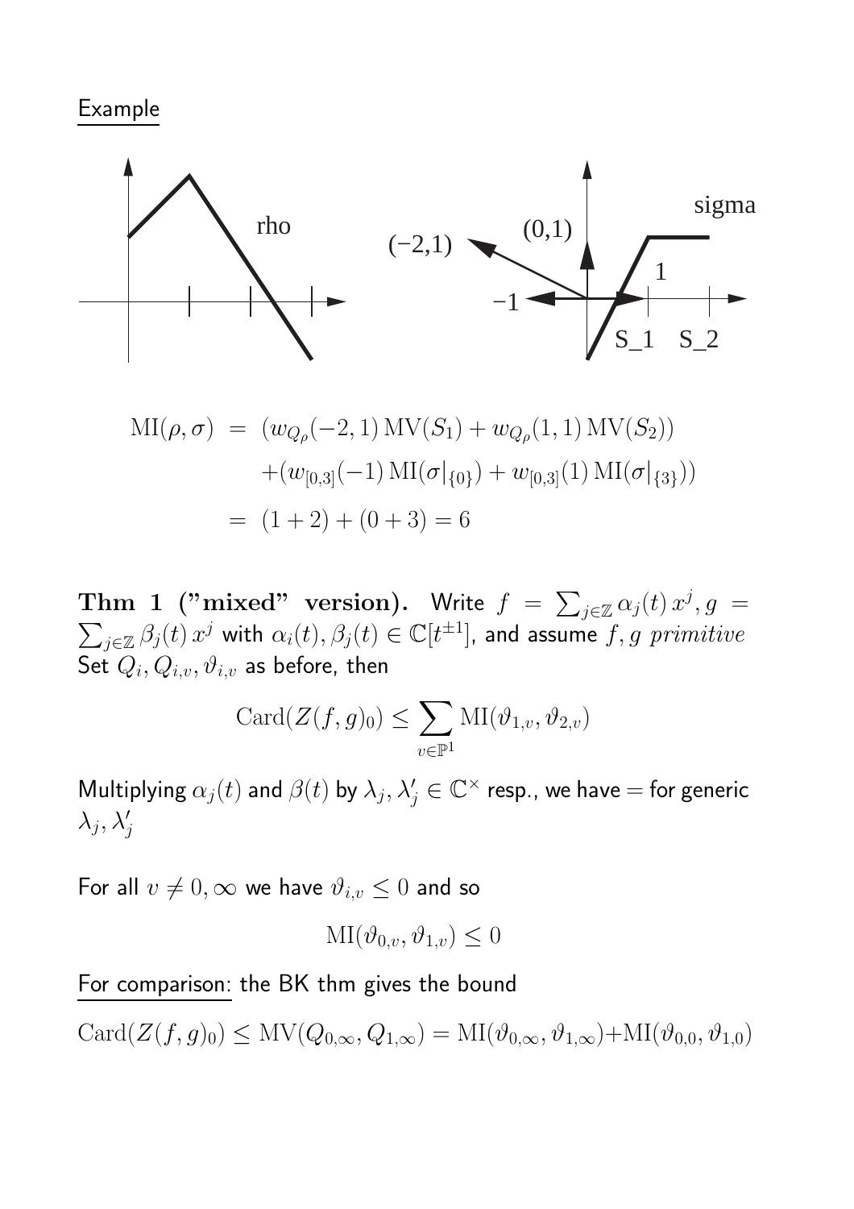Example

$$
\begin{aligned}
\mathrm{MI}(\rho,\sigma) &= (w_{Q_\rho}(-2,1)\,\mathrm{MV}(S_1) + w_{Q_\rho}(1,1)\,\mathrm{MV}(S_2)) \\
&\quad + (w_{[0,3]}(-1)\,\mathrm{MI}(\sigma|_{\{0\}}) + w_{[0,3]}(1)\,\mathrm{MI}(\sigma|_{\{3\}})) \\
&= (1+2) + (0+3) = 6
\end{aligned}
$$

**Thm 1 ("mixed" version).** Write $f = \sum_{j\in\mathbb{Z}} \alpha_j(t)\,x^j, g = \sum_{j\in\mathbb{Z}} \beta_j(t)\,x^j$ with $\alpha_i(t), \beta_j(t) \in \mathbb{C}[t^{\pm 1}]$, and assume $f, g$ *primitive* Set $Q_i, Q_{i,v}, \vartheta_{i,v}$ as before, then

$$
\mathrm{Card}(Z(f,g)_0) \leq \sum_{v\in\mathbb{P}^1} \mathrm{MI}(\vartheta_{1,v}, \vartheta_{2,v})
$$

Multiplying $\alpha_j(t)$ and $\beta(t)$ by $\lambda_j, \lambda'_j \in \mathbb{C}^\times$ resp., we have $=$ for generic $\lambda_j, \lambda'_j$

For all $v \neq 0, \infty$ we have $\vartheta_{i,v} \leq 0$ and so

$$
\mathrm{MI}(\vartheta_{0,v}, \vartheta_{1,v}) \leq 0
$$

For comparison: the BK thm gives the bound

$$
\mathrm{Card}(Z(f,g)_0) \leq \mathrm{MV}(Q_{0,\infty}, Q_{1,\infty}) = \mathrm{MI}(\vartheta_{0,\infty}, \vartheta_{1,\infty}) + \mathrm{MI}(\vartheta_{0,0}, \vartheta_{1,0})
$$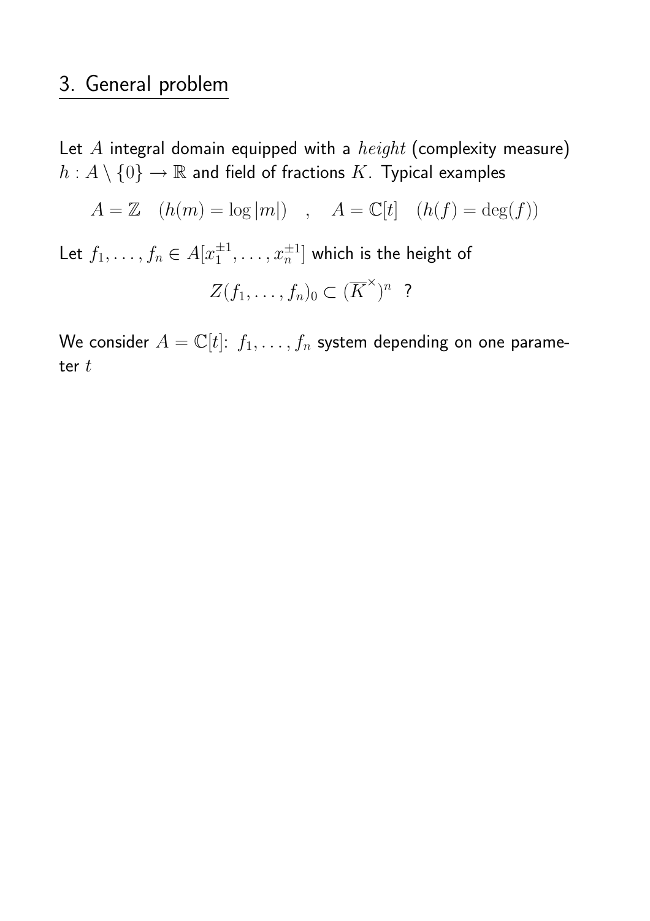## 3. General problem

Let $A$ integral domain equipped with a $height$ (complexity measure) $h : A \setminus \{0\} \to \mathbb{R}$ and field of fractions $K$. Typical examples

$$A = \mathbb{Z} \quad (h(m) = \log|m|) \quad , \quad A = \mathbb{C}[t] \quad (h(f) = \deg(f))$$

Let $f_1, \dots, f_n \in A[x_1^{\pm 1}, \dots, x_n^{\pm 1}]$ which is the height of

$$Z(f_1, \dots, f_n)_0 \subset (\overline{K}^{\times})^n \ ?$$

We consider $A = \mathbb{C}[t]$: $f_1, \dots, f_n$ system depending on one parameter $t$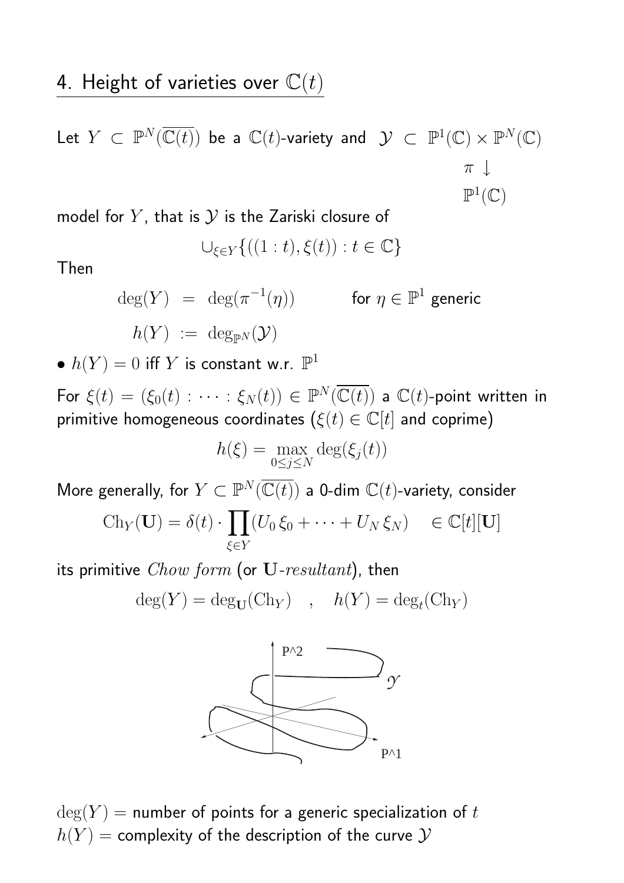## 4. Height of varieties over $\mathbb{C}(t)$

Let $Y \subset \mathbb{P}^N(\overline{\mathbb{C}(t)})$ be a $\mathbb{C}(t)$-variety and $\mathcal{Y} \subset \mathbb{P}^1(\mathbb{C}) \times \mathbb{P}^N(\mathbb{C})$

$$\pi \downarrow$$

$$\mathbb{P}^1(\mathbb{C})$$

model for $Y$, that is $\mathcal{Y}$ is the Zariski closure of

$$\cup_{\xi \in Y} \{((1:t), \xi(t)) : t \in \mathbb{C}\}$$

Then

$$\deg(Y) = \deg(\pi^{-1}(\eta)) \qquad \text{for } \eta \in \mathbb{P}^1 \text{ generic}$$

$$h(Y) := \deg_{\mathbb{P}^N}(\mathcal{Y})$$

- $h(Y) = 0$ iff $Y$ is constant w.r. $\mathbb{P}^1$

For $\xi(t) = (\xi_0(t) : \cdots : \xi_N(t)) \in \mathbb{P}^N(\overline{\mathbb{C}(t)})$ a $\mathbb{C}(t)$-point written in primitive homogeneous coordinates ($\xi(t) \in \mathbb{C}[t]$ and coprime)

$$h(\xi) = \max_{0 \le j \le N} \deg(\xi_j(t))$$

More generally, for $Y \subset \mathbb{P}^N(\overline{\mathbb{C}(t)})$ a 0-dim $\mathbb{C}(t)$-variety, consider

$$\mathrm{Ch}_Y(\mathbf{U}) = \delta(t) \cdot \prod_{\xi \in Y} (U_0\, \xi_0 + \cdots + U_N\, \xi_N) \quad \in \mathbb{C}[t][\mathbf{U}]$$

its primitive *Chow form* (or $\mathbf{U}$-*resultant*), then

$$\deg(Y) = \deg_{\mathbf{U}}(\mathrm{Ch}_Y) \quad , \quad h(Y) = \deg_t(\mathrm{Ch}_Y)$$

$\deg(Y)$ = number of points for a generic specialization of $t$

$h(Y)$ = complexity of the description of the curve $\mathcal{Y}$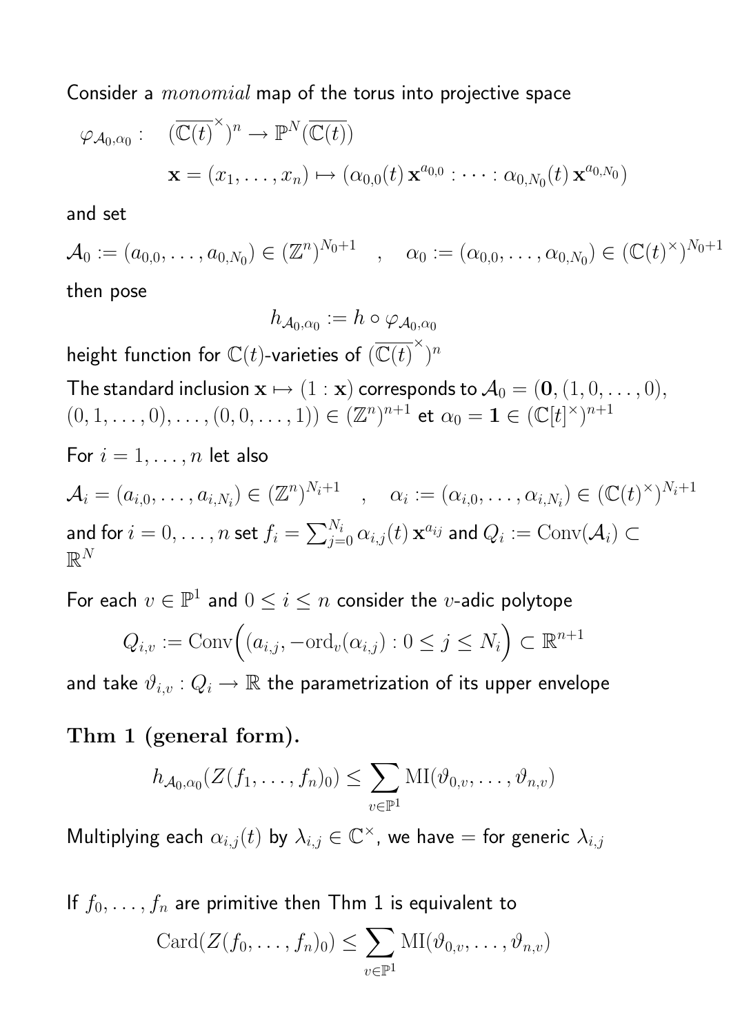Consider a *monomial* map of the torus into projective space

$$\varphi_{\mathcal{A}_0,\alpha_0}: \quad (\overline{\mathbb{C}(t)}^{\times})^n \to \mathbb{P}^N(\overline{\mathbb{C}(t)})$$

$$\mathbf{x} = (x_1, \dots, x_n) \mapsto (\alpha_{0,0}(t)\, \mathbf{x}^{a_{0,0}} : \cdots : \alpha_{0,N_0}(t)\, \mathbf{x}^{a_{0,N_0}})$$

and set

$$\mathcal{A}_0 := (a_{0,0}, \dots, a_{0,N_0}) \in (\mathbb{Z}^n)^{N_0+1} \quad , \quad \alpha_0 := (\alpha_{0,0}, \dots, \alpha_{0,N_0}) \in (\mathbb{C}(t)^{\times})^{N_0+1}$$

then pose

$$h_{\mathcal{A}_0,\alpha_0} := h \circ \varphi_{\mathcal{A}_0,\alpha_0}$$

height function for $\mathbb{C}(t)$-varieties of $(\overline{\mathbb{C}(t)}^{\times})^n$

The standard inclusion $\mathbf{x} \mapsto (1 : \mathbf{x})$ corresponds to $\mathcal{A}_0 = (\mathbf{0}, (1, 0, \dots, 0), (0, 1, \dots, 0), \dots, (0, 0, \dots, 1)) \in (\mathbb{Z}^n)^{n+1}$ et $\alpha_0 = \mathbf{1} \in (\mathbb{C}[t]^{\times})^{n+1}$

For $i = 1, \dots, n$ let also

$$\mathcal{A}_i = (a_{i,0}, \dots, a_{i,N_i}) \in (\mathbb{Z}^n)^{N_i+1} \quad , \quad \alpha_i := (\alpha_{i,0}, \dots, \alpha_{i,N_i}) \in (\mathbb{C}(t)^{\times})^{N_i+1}$$

and for $i = 0, \dots, n$ set $f_i = \sum_{j=0}^{N_i} \alpha_{i,j}(t)\, \mathbf{x}^{a_{ij}}$ and $Q_i := \mathrm{Conv}(\mathcal{A}_i) \subset \mathbb{R}^N$

For each $v \in \mathbb{P}^1$ and $0 \leq i \leq n$ consider the $v$-adic polytope

$$Q_{i,v} := \mathrm{Conv}\Big((a_{i,j}, -\mathrm{ord}_v(\alpha_{i,j}) : 0 \leq j \leq N_i\Big) \subset \mathbb{R}^{n+1}$$

and take $\vartheta_{i,v} : Q_i \to \mathbb{R}$ the parametrization of its upper envelope

**Thm 1 (general form).**

$$h_{\mathcal{A}_0,\alpha_0}(Z(f_1, \dots, f_n)_0) \leq \sum_{v \in \mathbb{P}^1} \mathrm{MI}(\vartheta_{0,v}, \dots, \vartheta_{n,v})$$

Multiplying each $\alpha_{i,j}(t)$ by $\lambda_{i,j} \in \mathbb{C}^{\times}$, we have $=$ for generic $\lambda_{i,j}$

If $f_0, \dots, f_n$ are primitive then Thm 1 is equivalent to

$$\mathrm{Card}(Z(f_0, \dots, f_n)_0) \leq \sum_{v \in \mathbb{P}^1} \mathrm{MI}(\vartheta_{0,v}, \dots, \vartheta_{n,v})$$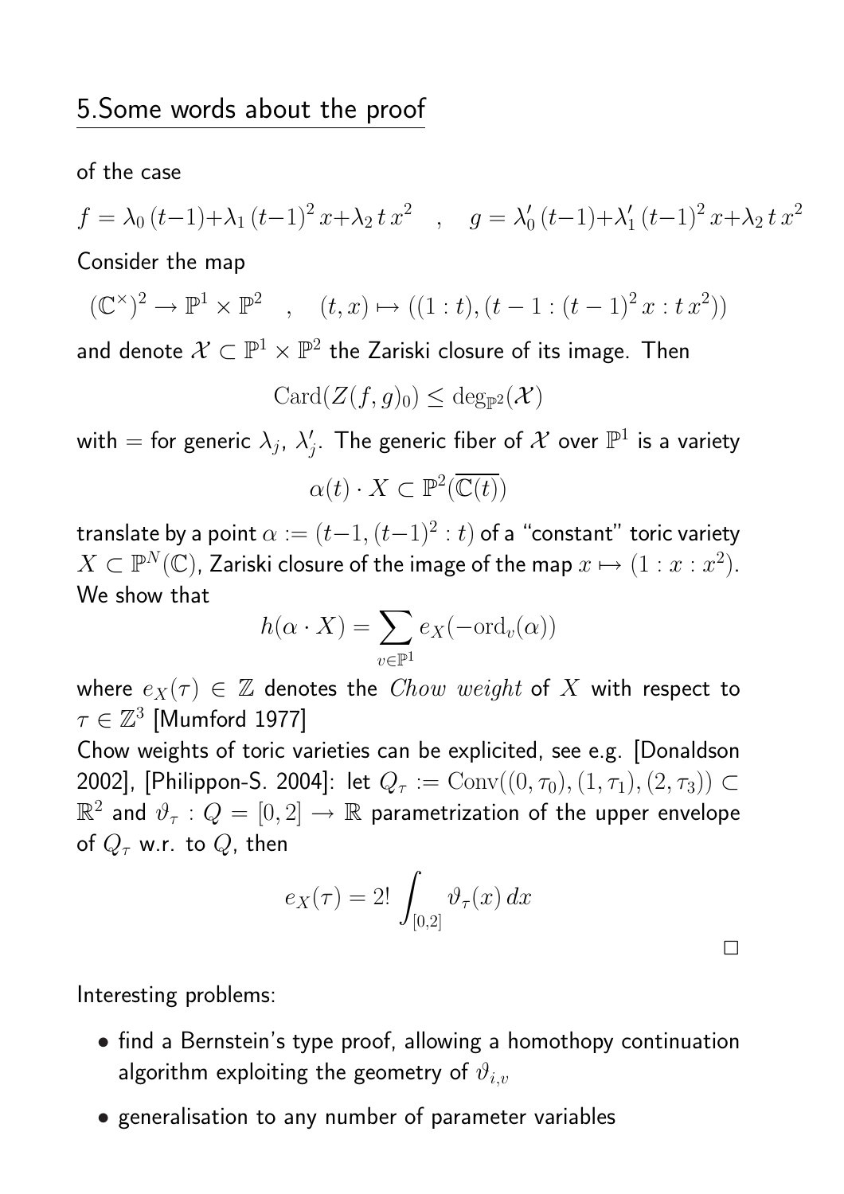## 5.Some words about the proof

of the case

$$f = \lambda_0\,(t-1)+\lambda_1\,(t-1)^2\,x+\lambda_2\,t\,x^2 \quad , \quad g = \lambda_0'\,(t-1)+\lambda_1'\,(t-1)^2\,x+\lambda_2\,t\,x^2$$

Consider the map

$$(\mathbb{C}^\times)^2 \to \mathbb{P}^1 \times \mathbb{P}^2 \quad , \quad (t,x) \mapsto ((1:t),(t-1:(t-1)^2\,x:t\,x^2))$$

and denote $\mathcal{X} \subset \mathbb{P}^1 \times \mathbb{P}^2$ the Zariski closure of its image. Then

$$\mathrm{Card}(Z(f,g)_0) \leq \deg_{\mathbb{P}^2}(\mathcal{X})$$

with $=$ for generic $\lambda_j$, $\lambda_j'$. The generic fiber of $\mathcal{X}$ over $\mathbb{P}^1$ is a variety

$$\alpha(t) \cdot X \subset \mathbb{P}^2(\overline{\mathbb{C}(t)})$$

translate by a point $\alpha := (t-1,(t-1)^2:t)$ of a "constant" toric variety $X \subset \mathbb{P}^N(\mathbb{C})$, Zariski closure of the image of the map $x \mapsto (1:x:x^2)$. We show that

$$h(\alpha \cdot X) = \sum_{v \in \mathbb{P}^1} e_X(-\mathrm{ord}_v(\alpha))$$

where $e_X(\tau) \in \mathbb{Z}$ denotes the *Chow weight* of $X$ with respect to $\tau \in \mathbb{Z}^3$ [Mumford 1977]

Chow weights of toric varieties can be explicited, see e.g. [Donaldson 2002], [Philippon-S. 2004]: let $Q_\tau := \mathrm{Conv}((0,\tau_0),(1,\tau_1),(2,\tau_3)) \subset \mathbb{R}^2$ and $\vartheta_\tau : Q = [0,2] \to \mathbb{R}$ parametrization of the upper envelope of $Q_\tau$ w.r.t. to $Q$, then

$$e_X(\tau) = 2!\int_{[0,2]} \vartheta_\tau(x)\,dx$$

□

Interesting problems:

- find a Bernstein's type proof, allowing a homothopy continuation algorithm exploiting the geometry of $\vartheta_{i,v}$
- generalisation to any number of parameter variables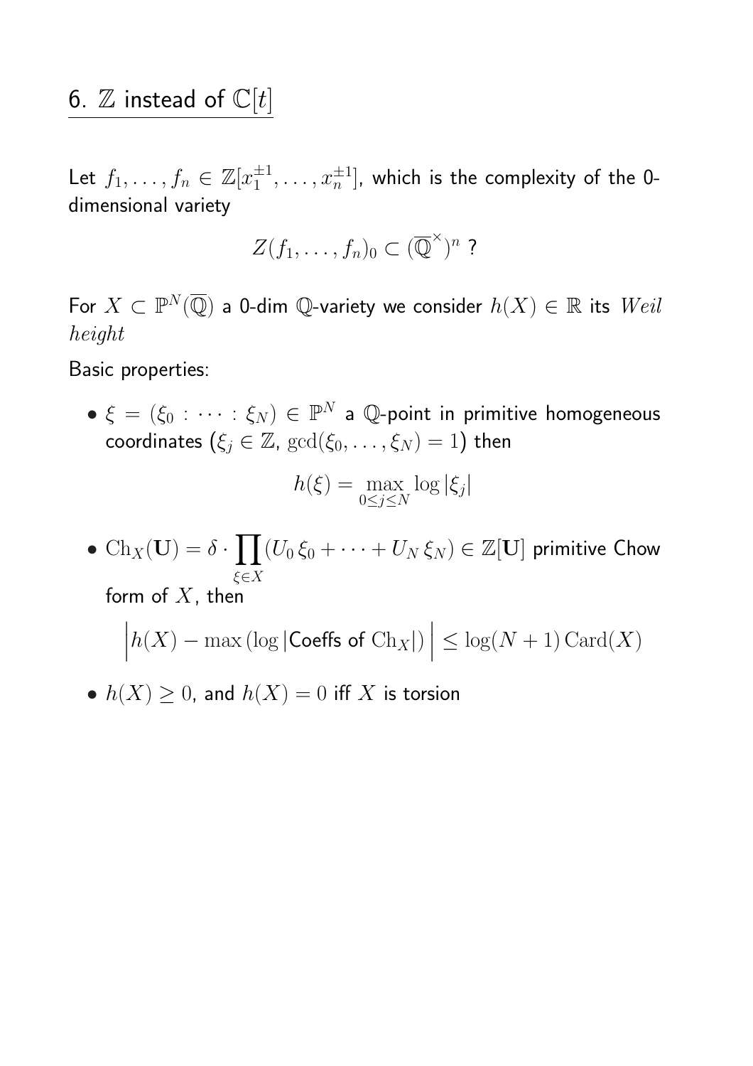## 6. $\mathbb{Z}$ instead of $\mathbb{C}[t]$

Let $f_1, \ldots, f_n \in \mathbb{Z}[x_1^{\pm 1}, \ldots, x_n^{\pm 1}]$, which is the complexity of the 0-dimensional variety

$$Z(f_1, \ldots, f_n)_0 \subset (\overline{\mathbb{Q}}^{\times})^n \text{ ?}$$

For $X \subset \mathbb{P}^N(\overline{\mathbb{Q}})$ a 0-dim $\mathbb{Q}$-variety we consider $h(X) \in \mathbb{R}$ its *Weil height*

Basic properties:

- $\xi = (\xi_0 : \cdots : \xi_N) \in \mathbb{P}^N$ a $\mathbb{Q}$-point in primitive homogeneous coordinates ($\xi_j \in \mathbb{Z}$, $\gcd(\xi_0, \ldots, \xi_N) = 1$) then

$$h(\xi) = \max_{0 \le j \le N} \log |\xi_j|$$

- $\mathrm{Ch}_X(\mathbf{U}) = \delta \cdot \prod_{\xi \in X} (U_0\, \xi_0 + \cdots + U_N\, \xi_N) \in \mathbb{Z}[\mathbf{U}]$ primitive Chow form of $X$, then

$$\Big| h(X) - \max\left(\log |\text{Coeffs of } \mathrm{Ch}_X|\right) \Big| \le \log(N+1)\, \mathrm{Card}(X)$$

- $h(X) \ge 0$, and $h(X) = 0$ iff $X$ is torsion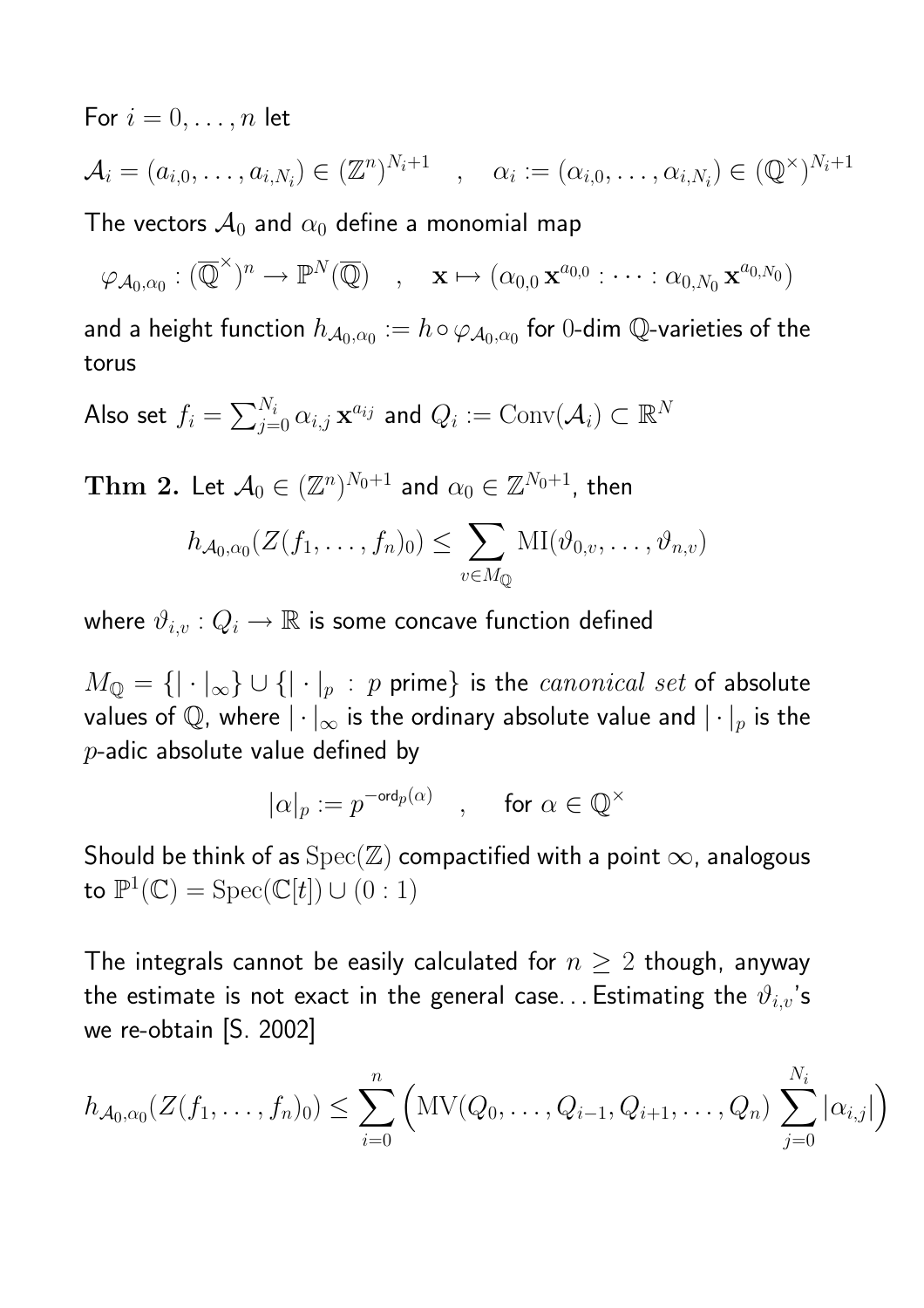For $i = 0, \ldots, n$ let

$$\mathcal{A}_i = (a_{i,0}, \ldots, a_{i,N_i}) \in (\mathbb{Z}^n)^{N_i+1} \quad , \quad \alpha_i := (\alpha_{i,0}, \ldots, \alpha_{i,N_i}) \in (\mathbb{Q}^\times)^{N_i+1}$$

The vectors $\mathcal{A}_0$ and $\alpha_0$ define a monomial map

$$\varphi_{\mathcal{A}_0,\alpha_0} : (\overline{\mathbb{Q}}^\times)^n \to \mathbb{P}^N(\overline{\mathbb{Q}}) \quad , \quad \mathbf{x} \mapsto (\alpha_{0,0}\,\mathbf{x}^{a_{0,0}} : \cdots : \alpha_{0,N_0}\,\mathbf{x}^{a_{0,N_0}})$$

and a height function $h_{\mathcal{A}_0,\alpha_0} := h \circ \varphi_{\mathcal{A}_0,\alpha_0}$ for $0$-dim $\mathbb{Q}$-varieties of the torus

Also set $f_i = \sum_{j=0}^{N_i} \alpha_{i,j}\,\mathbf{x}^{a_{ij}}$ and $Q_i := \mathrm{Conv}(\mathcal{A}_i) \subset \mathbb{R}^N$

**Thm 2.** Let $\mathcal{A}_0 \in (\mathbb{Z}^n)^{N_0+1}$ and $\alpha_0 \in \mathbb{Z}^{N_0+1}$, then

$$h_{\mathcal{A}_0,\alpha_0}(Z(f_1, \ldots, f_n)_0) \leq \sum_{v \in M_{\mathbb{Q}}} \mathrm{MI}(\vartheta_{0,v}, \ldots, \vartheta_{n,v})$$

where $\vartheta_{i,v} : Q_i \to \mathbb{R}$ is some concave function defined

$M_{\mathbb{Q}} = \{|\cdot|_\infty\} \cup \{|\cdot|_p \,:\, p \text{ prime}\}$ is the *canonical set* of absolute values of $\mathbb{Q}$, where $|\cdot|_\infty$ is the ordinary absolute value and $|\cdot|_p$ is the $p$-adic absolute value defined by

$$|\alpha|_p := p^{-\mathrm{ord}_p(\alpha)} \quad , \quad \text{for } \alpha \in \mathbb{Q}^\times$$

Should be think of as $\mathrm{Spec}(\mathbb{Z})$ compactified with a point $\infty$, analogous to $\mathbb{P}^1(\mathbb{C}) = \mathrm{Spec}(\mathbb{C}[t]) \cup (0:1)$

The integrals cannot be easily calculated for $n \geq 2$ though, anyway the estimate is not exact in the general case... Estimating the $\vartheta_{i,v}$'s we re-obtain [S. 2002]

$$h_{\mathcal{A}_0,\alpha_0}(Z(f_1, \ldots, f_n)_0) \leq \sum_{i=0}^{n} \Big( \mathrm{MV}(Q_0, \ldots, Q_{i-1}, Q_{i+1}, \ldots, Q_n) \sum_{j=0}^{N_i} |\alpha_{i,j}| \Big)$$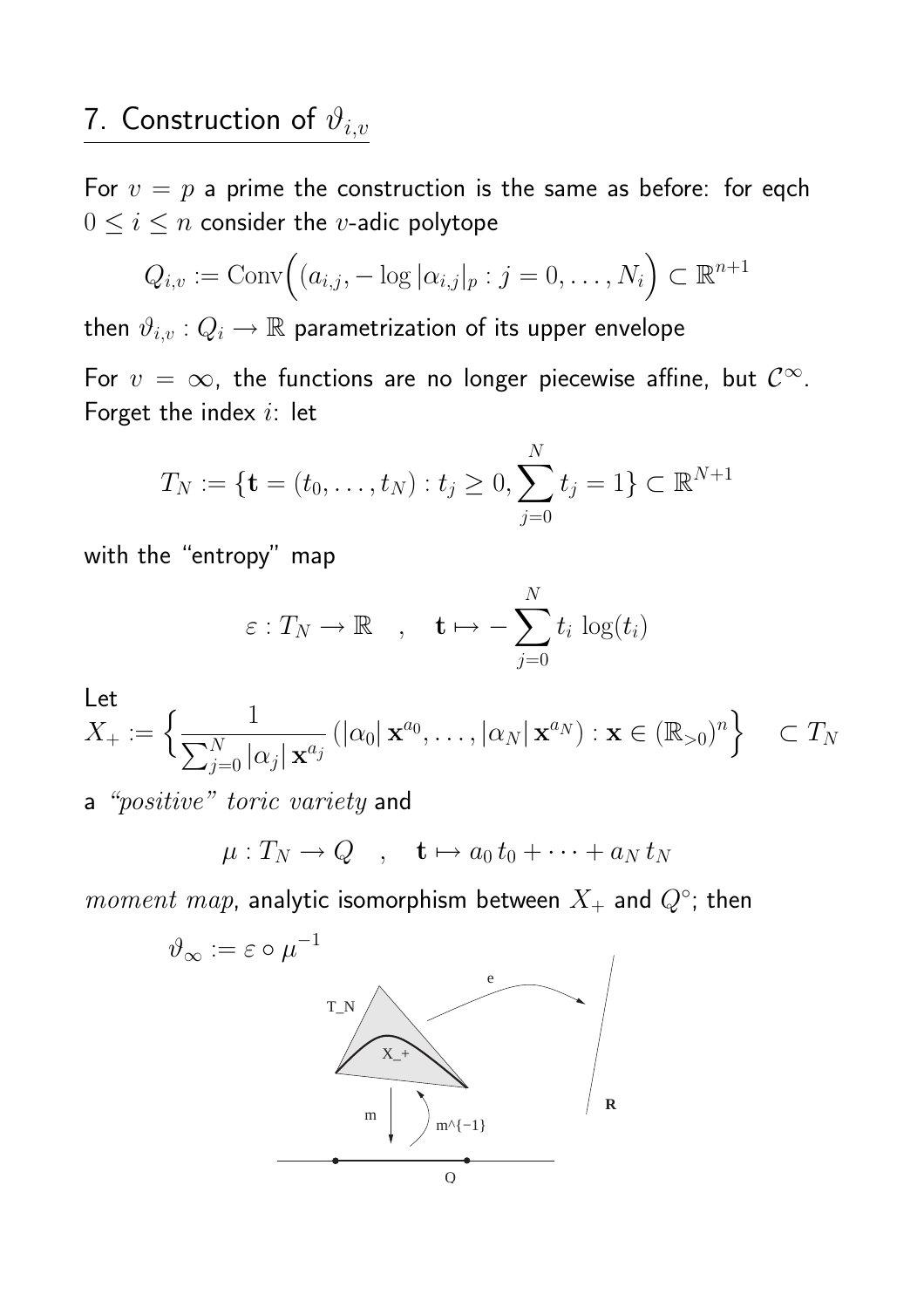## 7. Construction of $\vartheta_{i,v}$

For $v = p$ a prime the construction is the same as before: for eqch $0 \leq i \leq n$ consider the $v$-adic polytope

$$Q_{i,v} := \mathrm{Conv}\Big((a_{i,j}, -\log|\alpha_{i,j}|_p : j = 0, \ldots, N_i\Big) \subset \mathbb{R}^{n+1}$$

then $\vartheta_{i,v} : Q_i \to \mathbb{R}$ parametrization of its upper envelope

For $v = \infty$, the functions are no longer piecewise affine, but $\mathcal{C}^\infty$. Forget the index $i$: let

$$T_N := \{\mathbf{t} = (t_0, \ldots, t_N) : t_j \geq 0, \sum_{j=0}^{N} t_j = 1\} \subset \mathbb{R}^{N+1}$$

with the "entropy" map

$$\varepsilon : T_N \to \mathbb{R} \quad , \quad \mathbf{t} \mapsto -\sum_{j=0}^{N} t_i \, \log(t_i)$$

Let

$$X_+ := \Big\{\frac{1}{\sum_{j=0}^{N} |\alpha_j| \, \mathbf{x}^{a_j}} \, (|\alpha_0| \, \mathbf{x}^{a_0}, \ldots, |\alpha_N| \, \mathbf{x}^{a_N}) : \mathbf{x} \in (\mathbb{R}_{>0})^n\Big\} \quad \subset T_N$$

a *"positive" toric variety* and

$$\mu : T_N \to Q \quad , \quad \mathbf{t} \mapsto a_0 \, t_0 + \cdots + a_N \, t_N$$

*moment map*, analytic isomorphism between $X_+$ and $Q^\circ$; then

$$\vartheta_\infty := \varepsilon \circ \mu^{-1}$$

T_N
X_+
e
R
m
m^{-1}
Q